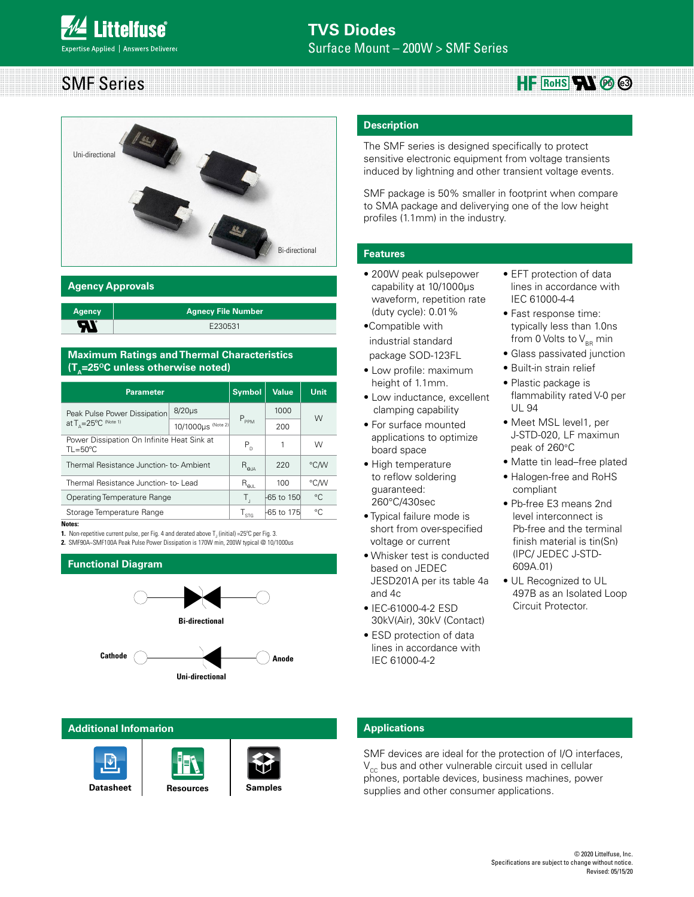# TVS Diodes

Surface Mount – 200W > SMF Series

## SMF Series

Uni-directional

Bi-directional

## Agency Approvals

| Agency | Agnecy File Number |
|---|---|
| UL | E230531 |

## Maximum Ratings and Thermal Characteristics ($T_A$=25°C unless otherwise noted)

| Parameter | | Symbol | Value | Unit |
|---|---|---|---|---|
| Peak Pulse Power Dissipation at $T_A$=25°C (Note 1) | 8/20μs | $P_{PPM}$ | 1000 | W |
| | 10/1000μs (Note 2) | | 200 | |
| Power Dissipation On Infinite Heat Sink at TL=50°C | | $P_D$ | 1 | W |
| Thermal Resistance Junction- to- Ambient | | $R_{\theta JA}$ | 220 | °C/W |
| Thermal Resistance Junction- to- Lead | | $R_{\theta JL}$ | 100 | °C/W |
| Operating Temperature Range | | $T_J$ | -65 to 150 | °C |
| Storage Temperature Range | | $T_{STG}$ | -65 to 175 | °C |

**Notes:**

1. Non-repetitive current pulse, per Fig. 4 and derated above $T_J$ (initial) =25°C per Fig. 3.
2. SMF90A~SMF100A Peak Pulse Power Dissipation is 170W min, 200W typical @ 10/1000us

## Functional Diagram

Bi-directional

Cathode Anode

Uni-directional

## Description

The SMF series is designed specifically to protect sensitive electronic equipment from voltage transients induced by lightning and other transient voltage events.

SMF package is 50% smaller in footprint when compare to SMA package and deliverying one of the low height profiles (1.1mm) in the industry.

## Features

- 200W peak pulsepower capability at 10/1000μs waveform, repetition rate (duty cycle): 0.01%
- Compatible with industrial standard package SOD-123FL
- Low profile: maximum height of 1.1mm.
- Low inductance, excellent clamping capability
- For surface mounted applications to optimize board space
- High temperature to reflow soldering guaranteed: 260°C/430sec
- Typical failure mode is short from over-specified voltage or current
- Whisker test is conducted based on JEDEC JESD201A per its table 4a and 4c
- IEC-61000-4-2 ESD 30kV(Air), 30kV (Contact)
- ESD protection of data lines in accordance with IEC 61000-4-2
- EFT protection of data lines in accordance with IEC 61000-4-4
- Fast response time: typically less than 1.0ns from 0 Volts to $V_{BR}$ min
- Glass passivated junction
- Built-in strain relief
- Plastic package is flammability rated V-0 per UL 94
- Meet MSL level1, per J-STD-020, LF maximun peak of 260°C
- Matte tin lead–free plated
- Halogen-free and RoHS compliant
- Pb-free E3 means 2nd level interconnect is Pb-free and the terminal finish material is tin(Sn) (IPC/ JEDEC J-STD-609A.01)
- UL Recognized to UL 497B as an Isolated Loop Circuit Protector.

## Additional Infomarion

Datasheet | Resources | Samples

## Applications

SMF devices are ideal for the protection of I/O interfaces, $V_{CC}$ bus and other vulnerable circuit used in cellular phones, portable devices, business machines, power supplies and other consumer applications.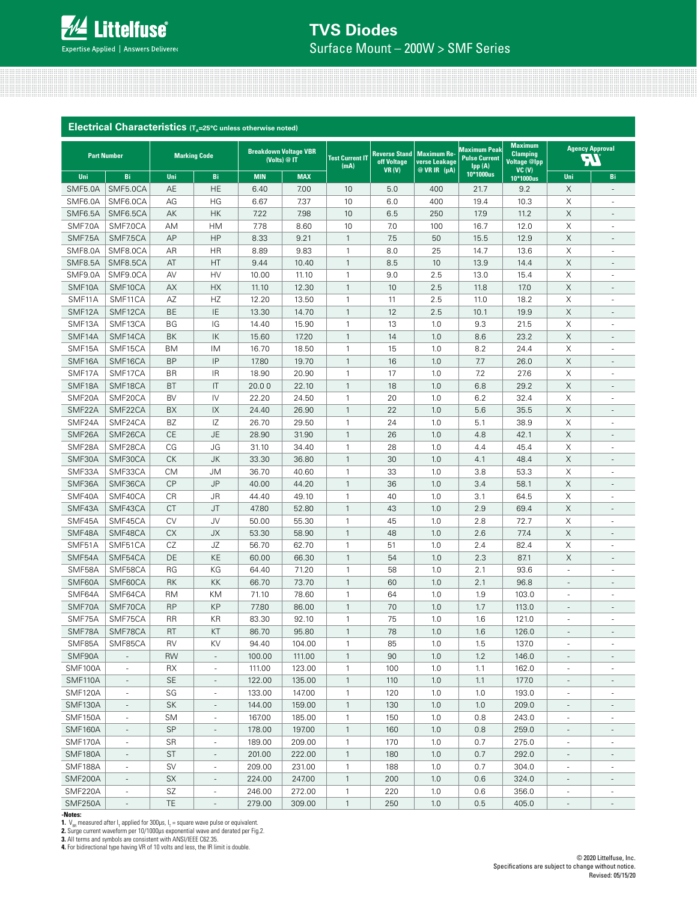## Electrical Characteristics ($T_A$=25°C unless otherwise noted)

| Part Number | | Marking Code | | Breakdown Voltage VBR (Volts) @ IT | | Test Current IT (mA) | Reverse Stand off Voltage VR (V) | Maximum Reverse Leakage @ VR IR (μA) | Maximum Peak Pulse Current Ipp (A) 10*1000us | Maximum Clamping Voltage @Ipp VC (V) 10*1000us | Agency Approval | |
|---|---|---|---|---|---|---|---|---|---|---|---|---|
| Uni | Bi | Uni | Bi | MIN | MAX | | | | | | Uni | Bi |
| SMF5.0A | SMF5.0CA | AE | HE | 6.40 | 7.00 | 10 | 5.0 | 400 | 21.7 | 9.2 | X | - |
| SMF6.0A | SMF6.0CA | AG | HG | 6.67 | 7.37 | 10 | 6.0 | 400 | 19.4 | 10.3 | X | - |
| SMF6.5A | SMF6.5CA | AK | HK | 7.22 | 7.98 | 10 | 6.5 | 250 | 17.9 | 11.2 | X | - |
| SMF7.0A | SMF7.0CA | AM | HM | 7.78 | 8.60 | 10 | 7.0 | 100 | 16.7 | 12.0 | X | - |
| SMF7.5A | SMF7.5CA | AP | HP | 8.33 | 9.21 | 1 | 7.5 | 50 | 15.5 | 12.9 | X | - |
| SMF8.0A | SMF8.0CA | AR | HR | 8.89 | 9.83 | 1 | 8.0 | 25 | 14.7 | 13.6 | X | - |
| SMF8.5A | SMF8.5CA | AT | HT | 9.44 | 10.40 | 1 | 8.5 | 10 | 13.9 | 14.4 | X | - |
| SMF9.0A | SMF9.0CA | AV | HV | 10.00 | 11.10 | 1 | 9.0 | 2.5 | 13.0 | 15.4 | X | - |
| SMF10A | SMF10CA | AX | HX | 11.10 | 12.30 | 1 | 10 | 2.5 | 11.8 | 17.0 | X | - |
| SMF11A | SMF11CA | AZ | HZ | 12.20 | 13.50 | 1 | 11 | 2.5 | 11.0 | 18.2 | X | - |
| SMF12A | SMF12CA | BE | IE | 13.30 | 14.70 | 1 | 12 | 2.5 | 10.1 | 19.9 | X | - |
| SMF13A | SMF13CA | BG | IG | 14.40 | 15.90 | 1 | 13 | 1.0 | 9.3 | 21.5 | X | - |
| SMF14A | SMF14CA | BK | IK | 15.60 | 17.20 | 1 | 14 | 1.0 | 8.6 | 23.2 | X | - |
| SMF15A | SMF15CA | BM | IM | 16.70 | 18.50 | 1 | 15 | 1.0 | 8.2 | 24.4 | X | - |
| SMF16A | SMF16CA | BP | IP | 17.80 | 19.70 | 1 | 16 | 1.0 | 7.7 | 26.0 | X | - |
| SMF17A | SMF17CA | BR | IR | 18.90 | 20.90 | 1 | 17 | 1.0 | 7.2 | 27.6 | X | - |
| SMF18A | SMF18CA | BT | IT | 20.00 | 22.10 | 1 | 18 | 1.0 | 6.8 | 29.2 | X | - |
| SMF20A | SMF20CA | BV | IV | 22.20 | 24.50 | 1 | 20 | 1.0 | 6.2 | 32.4 | X | - |
| SMF22A | SMF22CA | BX | IX | 24.40 | 26.90 | 1 | 22 | 1.0 | 5.6 | 35.5 | X | - |
| SMF24A | SMF24CA | BZ | IZ | 26.70 | 29.50 | 1 | 24 | 1.0 | 5.1 | 38.9 | X | - |
| SMF26A | SMF26CA | CE | JE | 28.90 | 31.90 | 1 | 26 | 1.0 | 4.8 | 42.1 | X | - |
| SMF28A | SMF28CA | CG | JG | 31.10 | 34.40 | 1 | 28 | 1.0 | 4.4 | 45.4 | X | - |
| SMF30A | SMF30CA | CK | JK | 33.30 | 36.80 | 1 | 30 | 1.0 | 4.1 | 48.4 | X | - |
| SMF33A | SMF33CA | CM | JM | 36.70 | 40.60 | 1 | 33 | 1.0 | 3.8 | 53.3 | X | - |
| SMF36A | SMF36CA | CP | JP | 40.00 | 44.20 | 1 | 36 | 1.0 | 3.4 | 58.1 | X | - |
| SMF40A | SMF40CA | CR | JR | 44.40 | 49.10 | 1 | 40 | 1.0 | 3.1 | 64.5 | X | - |
| SMF43A | SMF43CA | CT | JT | 47.80 | 52.80 | 1 | 43 | 1.0 | 2.9 | 69.4 | X | - |
| SMF45A | SMF45CA | CV | JV | 50.00 | 55.30 | 1 | 45 | 1.0 | 2.8 | 72.7 | X | - |
| SMF48A | SMF48CA | CX | JX | 53.30 | 58.90 | 1 | 48 | 1.0 | 2.6 | 77.4 | X | - |
| SMF51A | SMF51CA | CZ | JZ | 56.70 | 62.70 | 1 | 51 | 1.0 | 2.4 | 82.4 | X | - |
| SMF54A | SMF54CA | DE | KE | 60.00 | 66.30 | 1 | 54 | 1.0 | 2.3 | 87.1 | X | - |
| SMF58A | SMF58CA | RG | KG | 64.40 | 71.20 | 1 | 58 | 1.0 | 2.1 | 93.6 | - | - |
| SMF60A | SMF60CA | RK | KK | 66.70 | 73.70 | 1 | 60 | 1.0 | 2.1 | 96.8 | - | - |
| SMF64A | SMF64CA | RM | KM | 71.10 | 78.60 | 1 | 64 | 1.0 | 1.9 | 103.0 | - | - |
| SMF70A | SMF70CA | RP | KP | 77.80 | 86.00 | 1 | 70 | 1.0 | 1.7 | 113.0 | - | - |
| SMF75A | SMF75CA | RR | KR | 83.30 | 92.10 | 1 | 75 | 1.0 | 1.6 | 121.0 | - | - |
| SMF78A | SMF78CA | RT | KT | 86.70 | 95.80 | 1 | 78 | 1.0 | 1.6 | 126.0 | - | - |
| SMF85A | SMF85CA | RV | KV | 94.40 | 104.00 | 1 | 85 | 1.0 | 1.5 | 137.0 | - | - |
| SMF90A | - | RW | - | 100.00 | 111.00 | 1 | 90 | 1.0 | 1.2 | 146.0 | - | - |
| SMF100A | - | RX | - | 111.00 | 123.00 | 1 | 100 | 1.0 | 1.1 | 162.0 | - | - |
| SMF110A | - | SE | - | 122.00 | 135.00 | 1 | 110 | 1.0 | 1.1 | 177.0 | - | - |
| SMF120A | - | SG | - | 133.00 | 147.00 | 1 | 120 | 1.0 | 1.0 | 193.0 | - | - |
| SMF130A | - | SK | - | 144.00 | 159.00 | 1 | 130 | 1.0 | 1.0 | 209.0 | - | - |
| SMF150A | - | SM | - | 167.00 | 185.00 | 1 | 150 | 1.0 | 0.8 | 243.0 | - | - |
| SMF160A | - | SP | - | 178.00 | 197.00 | 1 | 160 | 1.0 | 0.8 | 259.0 | - | - |
| SMF170A | - | SR | - | 189.00 | 209.00 | 1 | 170 | 1.0 | 0.7 | 275.0 | - | - |
| SMF180A | - | ST | - | 201.00 | 222.00 | 1 | 180 | 1.0 | 0.7 | 292.0 | - | - |
| SMF188A | - | SV | - | 209.00 | 231.00 | 1 | 188 | 1.0 | 0.7 | 304.0 | - | - |
| SMF200A | - | SX | - | 224.00 | 247.00 | 1 | 200 | 1.0 | 0.6 | 324.0 | - | - |
| SMF220A | - | SZ | - | 246.00 | 272.00 | 1 | 220 | 1.0 | 0.6 | 356.0 | - | - |
| SMF250A | - | TE | - | 279.00 | 309.00 | 1 | 250 | 1.0 | 0.5 | 405.0 | - | - |

**-Notes:**

1. $V_{BR}$ measured after $I_T$ applied for 300μs, $I_T$ = square wave pulse or equivalent.
2. Surge current waveform per 10/1000μs exponential wave and derated per Fig.2.
3. All terms and symbols are consistent with ANSI/IEEE C62.35.
4. For bidirectional type having VR of 10 volts and less, the IR limit is double.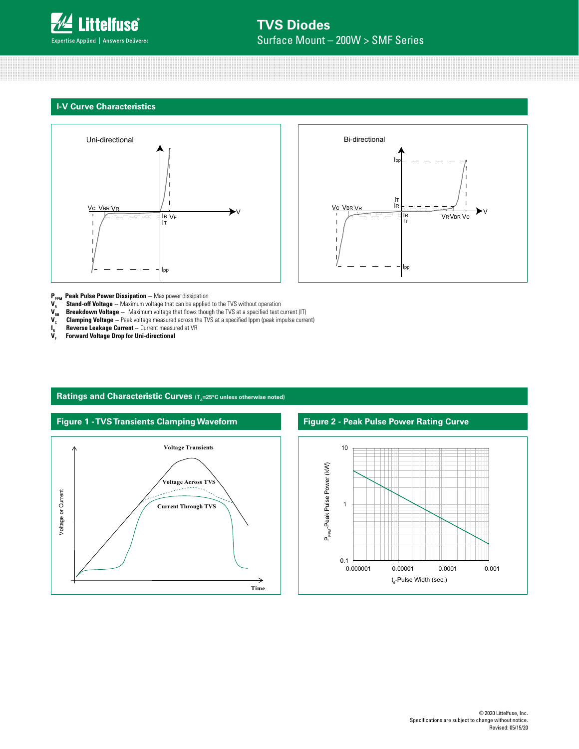## I-V Curve Characteristics

Uni-directional

Bi-directional

**$P_{PPM}$ Peak Pulse Power Dissipation** -- Max power dissipation
**$V_R$ Stand-off Voltage** -- Maximum voltage that can be applied to the TVS without operation
**$V_{BR}$ Breakdown Voltage** -- Maximum voltage that flows though the TVS at a specified test current (IT)
**$V_C$ Clamping Voltage** -- Peak voltage measured across the TVS at a specified Ippm (peak impulse current)
**$I_R$ Reverse Leakage Current** -- Current measured at VR
**$V_F$ Forward Voltage Drop for Uni-directional**

## Ratings and Characteristic Curves ($T_A$=25°C unless otherwise noted)

### Figure 1 - TVS Transients Clamping Waveform

### Figure 2 - Peak Pulse Power Rating Curve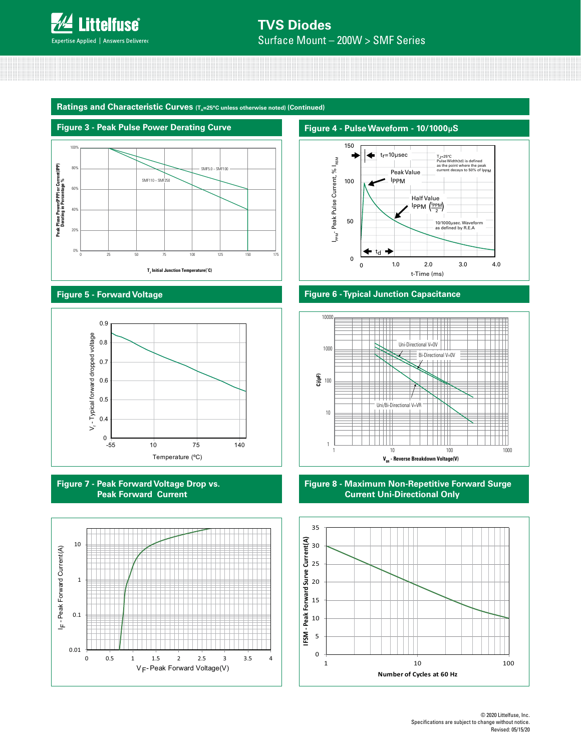## Ratings and Characteristic Curves ($T_A$=25°C unless otherwise noted) (Continued)

### Figure 3 - Peak Pulse Power Derating Curve

Peak Pluse Power(PPP) or Current(IPP) Derating in Percentage %

SMF5.0 – SMF100

SMF110 – SMF250

$T_J$ Initial Junction Temperature(°C)

### Figure 4 - Pulse Waveform - 10/1000μS

$t_r$=10μsec

$T_J$=25°C
Pulse Width(td) is defined as the point where the peak current decays to 50% of $I_{PPM}$

Peak Value $I_{PPM}$

Half Value $I_{PPM}$ $\left(\frac{I_{PPM}}{2}\right)$

10/1000μsec. Waveform as defined by R.E.A

$t_d$

$I_{PPM}$ - Peak Pulse Current, % $I_{RSM}$

t-Time (ms)

### Figure 5 - Forward Voltage

$V_f$ - Typical forward dropped voltage

Temperature (°C)

### Figure 6 - Typical Junction Capacitance

Uni-Directional V=0V

Bi-Directional V=0V

Uni/Bi-Directional V=VR

Cj(pF)

$V_{BR}$ - Reverse Breakdown Voltage(V)

### Figure 7 - Peak Forward Voltage Drop vs. Peak Forward Current

$I_F$ - Peak Forward Current(A)

$V_F$ - Peak Forward Voltage(V)

### Figure 8 - Maximum Non-Repetitive Forward Surge Current Uni-Directional Only

IFSM - Peak Forward Surve Current(A)

Number of Cycles at 60 Hz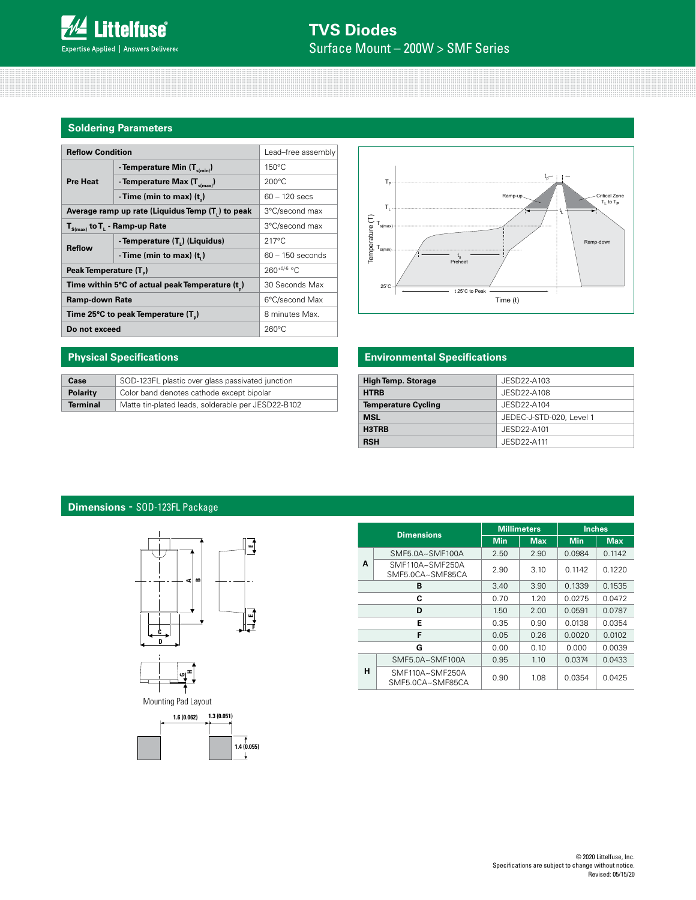## Soldering Parameters

| Reflow Condition | | Lead–free assembly |
|---|---|---|
| Pre Heat | - Temperature Min ($T_{s(min)}$) | 150°C |
| | - Temperature Max ($T_{s(max)}$) | 200°C |
| | - Time (min to max) ($t_s$) | 60 – 120 secs |
| Average ramp up rate (Liquidus Temp ($T_L$) to peak | | 3°C/second max |
| $T_{S(max)}$ to $T_L$ - Ramp-up Rate | | 3°C/second max |
| Reflow | - Temperature ($T_L$) (Liquidus) | 217°C |
| | - Time (min to max) ($t_L$) | 60 – 150 seconds |
| Peak Temperature ($T_P$) | | $260^{+0/-5}$ °C |
| Time within 5°C of actual peak Temperature ($t_p$) | | 30 Seconds Max |
| Ramp-down Rate | | 6°C/second Max |
| Time 25°C to peak Temperature ($T_P$) | | 8 minutes Max. |
| Do not exceed | | 260°C |

## Physical Specifications

| | |
|---|---|
| **Case** | SOD-123FL plastic over glass passivated junction |
| **Polarity** | Color band denotes cathode except bipolar |
| **Terminal** | Matte tin-plated leads, solderable per JESD22-B102 |

## Environmental Specifications

| | |
|---|---|
| **High Temp. Storage** | JESD22-A103 |
| **HTRB** | JESD22-A108 |
| **Temperature Cycling** | JESD22-A104 |
| **MSL** | JEDEC-J-STD-020, Level 1 |
| **H3TRB** | JESD22-A101 |
| **RSH** | JESD22-A111 |

## Dimensions - SOD-123FL Package

Mounting Pad Layout

1.6 (0.062) 1.3 (0.051) 1.4 (0.055)

| Dimensions | | Millimeters | | Inches | |
|---|---|---|---|---|---|
| | | Min | Max | Min | Max |
| A | SMF5.0A~SMF100A | 2.50 | 2.90 | 0.0984 | 0.1142 |
| | SMF110A~SMF250A SMF5.0CA~SMF85CA | 2.90 | 3.10 | 0.1142 | 0.1220 |
| B | | 3.40 | 3.90 | 0.1339 | 0.1535 |
| C | | 0.70 | 1.20 | 0.0275 | 0.0472 |
| D | | 1.50 | 2.00 | 0.0591 | 0.0787 |
| E | | 0.35 | 0.90 | 0.0138 | 0.0354 |
| F | | 0.05 | 0.26 | 0.0020 | 0.0102 |
| G | | 0.00 | 0.10 | 0.000 | 0.0039 |
| H | SMF5.0A~SMF100A | 0.95 | 1.10 | 0.0374 | 0.0433 |
| | SMF110A~SMF250A SMF5.0CA~SMF85CA | 0.90 | 1.08 | 0.0354 | 0.0425 |

© 2020 Littelfuse, Inc.
Specifications are subject to change without notice.
Revised: 05/15/20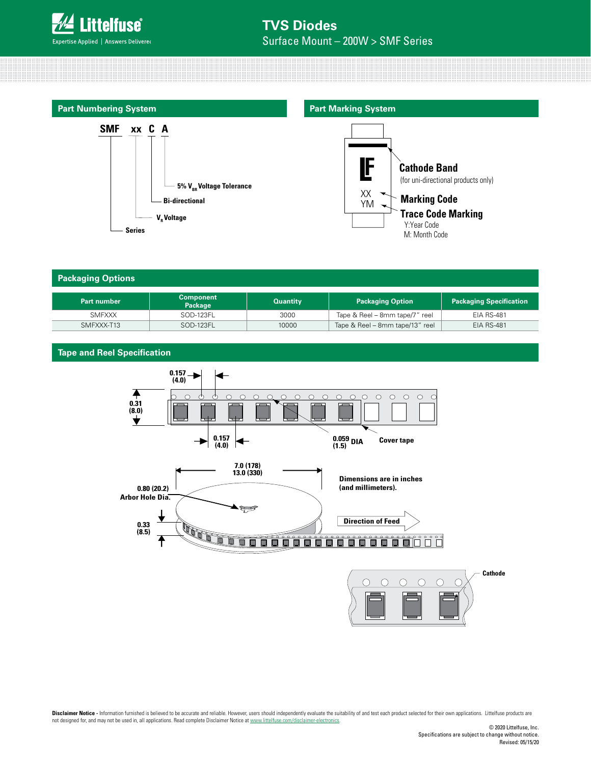## Part Numbering System

SMF xx C A

- 5% $V_{BR}$ Voltage Tolerance
- Bi-directional
- $V_R$ Voltage
- Series

## Part Marking System

Cathode Band
(for uni-directional products only)

Marking Code

Trace Code Marking
Y:Year Code
M: Month Code

XX
YM

## Packaging Options

| Part number | Component Package | Quantity | Packaging Option | Packaging Specification |
|---|---|---|---|---|
| SMFXXX | SOD-123FL | 3000 | Tape & Reel – 8mm tape/7" reel | EIA RS-481 |
| SMFXXX-T13 | SOD-123FL | 10000 | Tape & Reel – 8mm tape/13" reel | EIA RS-481 |

## Tape and Reel Specification

0.157
(4.0)

0.31
(8.0)

0.157
(4.0)

0.059
(1.5)
DIA

Cover tape

7.0 (178)
13.0 (330)

0.80 (20.2)
Arbor Hole Dia.

0.33
(8.5)

Dimensions are in inches (and millimeters).

Direction of Feed

Cathode

**Disclaimer Notice -** Information furnished is believed to be accurate and reliable. However, users should independently evaluate the suitability of and test each product selected for their own applications. Littelfuse products are not designed for, and may not be used in, all applications. Read complete Disclaimer Notice at www.littelfuse.com/disclaimer-electronics.

© 2020 Littelfuse, Inc.
Specifications are subject to change without notice.
Revised: 05/15/20